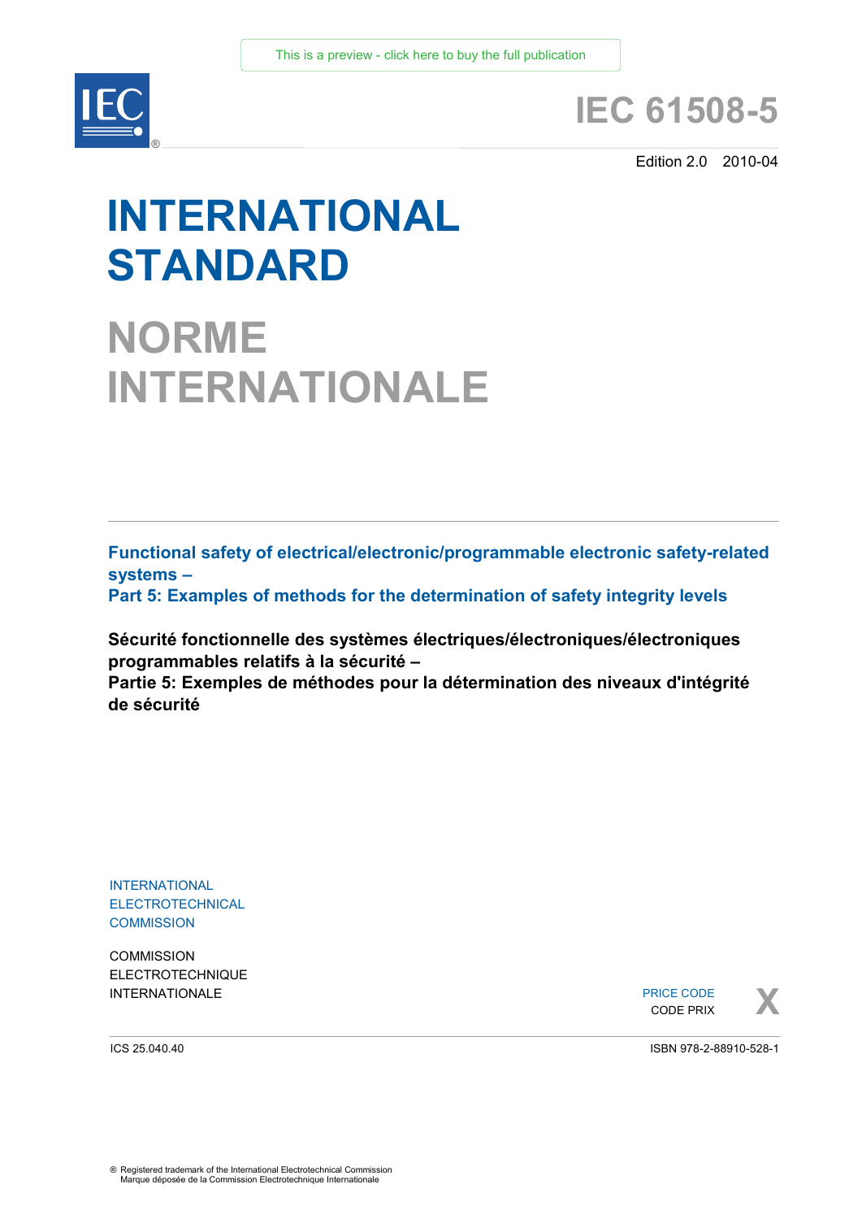This is a preview - click here to buy the full publication

# IEC 61508-5

Edition 2.0 2010-04

# INTERNATIONAL STANDARD

# NORME INTERNATIONALE

**Functional safety of electrical/electronic/programmable electronic safety-related systems –**
**Part 5: Examples of methods for the determination of safety integrity levels**

**Sécurité fonctionnelle des systèmes électriques/électroniques/électroniques programmables relatifs à la sécurité –**
**Partie 5: Exemples de méthodes pour la détermination des niveaux d'intégrité de sécurité**

INTERNATIONAL
ELECTROTECHNICAL
COMMISSION

COMMISSION
ELECTROTECHNIQUE
INTERNATIONALE

PRICE CODE
CODE PRIX X

ICS 25.040.40

ISBN 978-2-88910-528-1

® Registered trademark of the International Electrotechnical Commission
Marque déposée de la Commission Electrotechnique Internationale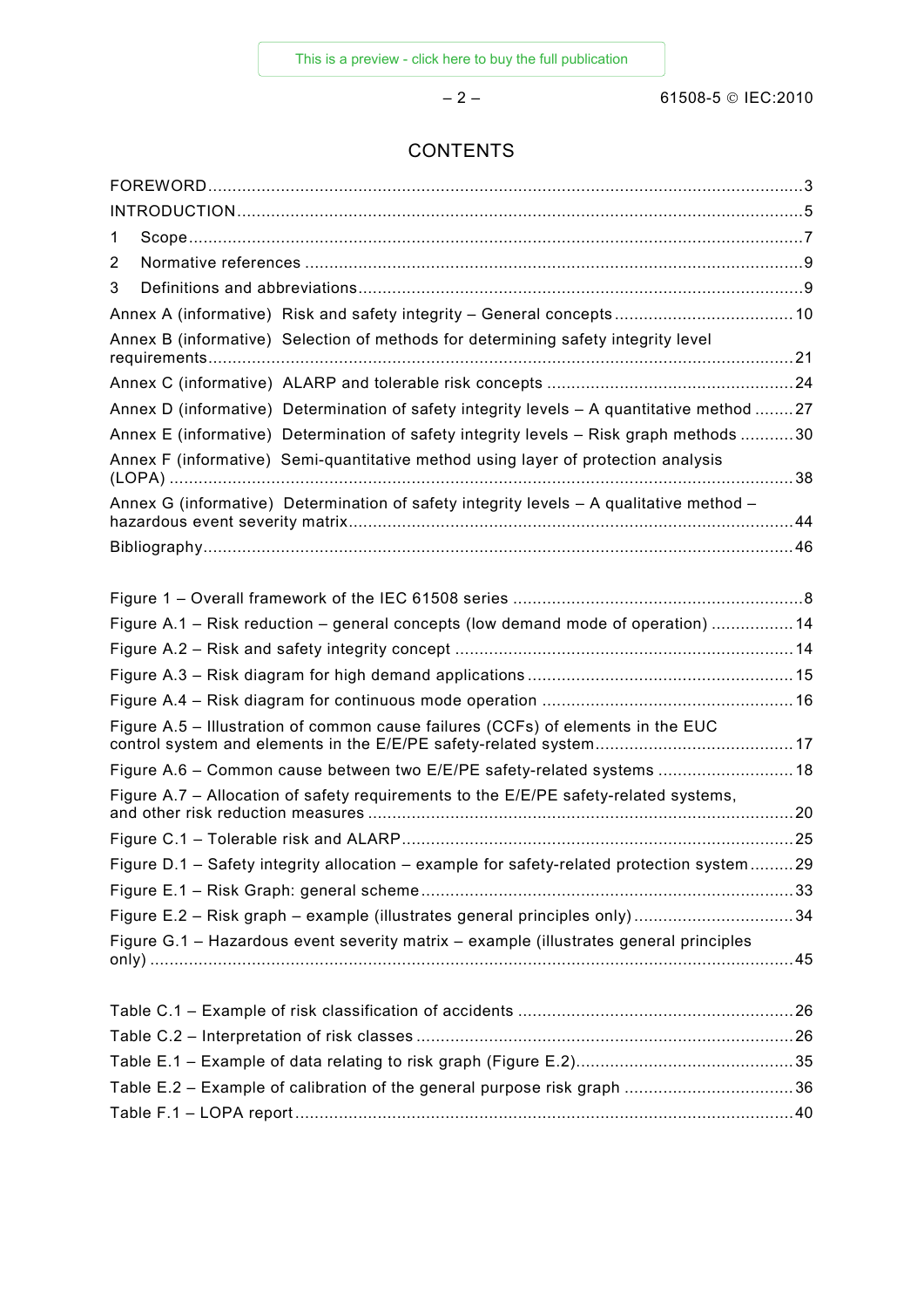# CONTENTS

FOREWORD....3
INTRODUCTION....5
1 Scope....7
2 Normative references....9
3 Definitions and abbreviations....9
Annex A (informative) Risk and safety integrity – General concepts....10
Annex B (informative) Selection of methods for determining safety integrity level requirements....21
Annex C (informative) ALARP and tolerable risk concepts....24
Annex D (informative) Determination of safety integrity levels – A quantitative method....27
Annex E (informative) Determination of safety integrity levels – Risk graph methods....30
Annex F (informative) Semi-quantitative method using layer of protection analysis (LOPA)....38
Annex G (informative) Determination of safety integrity levels – A qualitative method – hazardous event severity matrix....44
Bibliography....46

Figure 1 – Overall framework of the IEC 61508 series....8
Figure A.1 – Risk reduction – general concepts (low demand mode of operation)....14
Figure A.2 – Risk and safety integrity concept....14
Figure A.3 – Risk diagram for high demand applications....15
Figure A.4 – Risk diagram for continuous mode operation....16
Figure A.5 – Illustration of common cause failures (CCFs) of elements in the EUC control system and elements in the E/E/PE safety-related system....17
Figure A.6 – Common cause between two E/E/PE safety-related systems....18
Figure A.7 – Allocation of safety requirements to the E/E/PE safety-related systems, and other risk reduction measures....20
Figure C.1 – Tolerable risk and ALARP....25
Figure D.1 – Safety integrity allocation – example for safety-related protection system....29
Figure E.1 – Risk Graph: general scheme....33
Figure E.2 – Risk graph – example (illustrates general principles only)....34
Figure G.1 – Hazardous event severity matrix – example (illustrates general principles only)....45

Table C.1 – Example of risk classification of accidents....26
Table C.2 – Interpretation of risk classes....26
Table E.1 – Example of data relating to risk graph (Figure E.2)....35
Table E.2 – Example of calibration of the general purpose risk graph....36
Table F.1 – LOPA report....40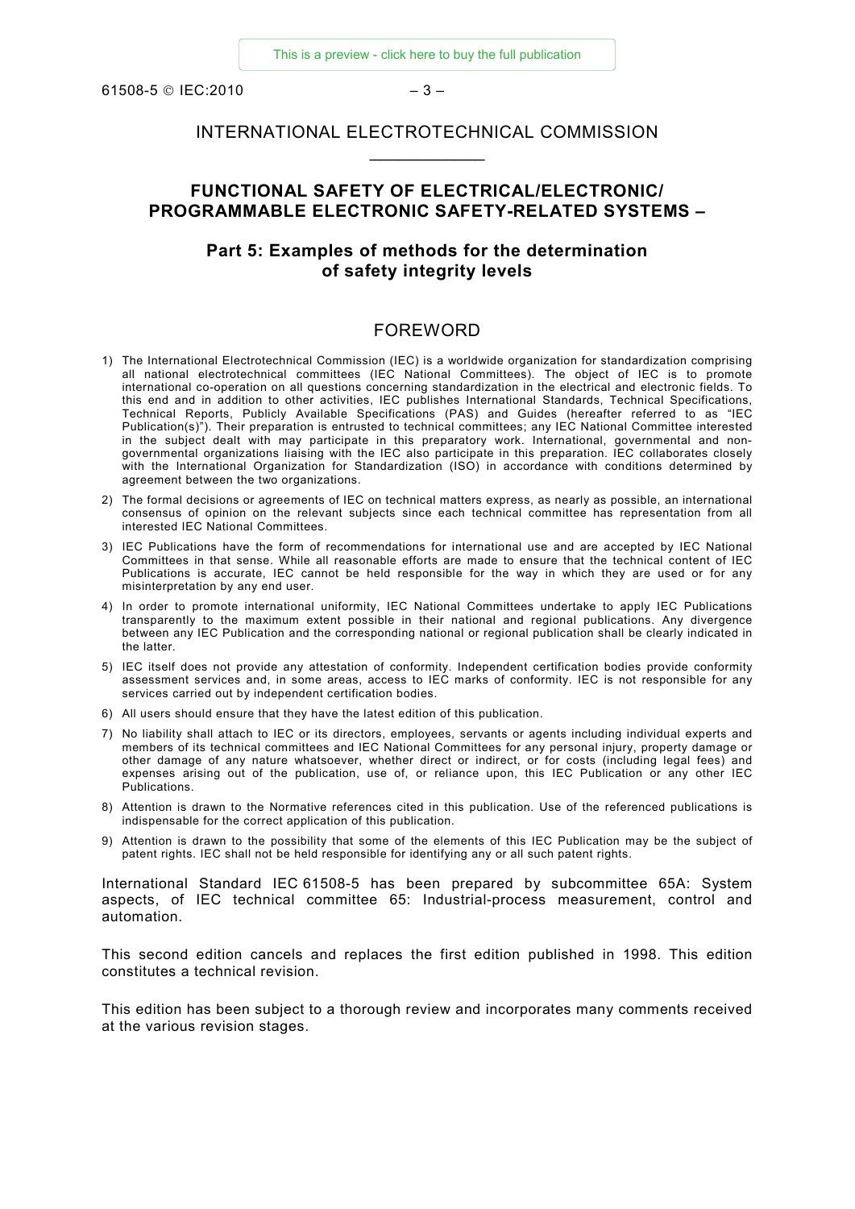# INTERNATIONAL ELECTROTECHNICAL COMMISSION

___________

## FUNCTIONAL SAFETY OF ELECTRICAL/ELECTRONIC/ PROGRAMMABLE ELECTRONIC SAFETY-RELATED SYSTEMS –

## Part 5: Examples of methods for the determination of safety integrity levels

## FOREWORD

1) The International Electrotechnical Commission (IEC) is a worldwide organization for standardization comprising all national electrotechnical committees (IEC National Committees). The object of IEC is to promote international co-operation on all questions concerning standardization in the electrical and electronic fields. To this end and in addition to other activities, IEC publishes International Standards, Technical Specifications, Technical Reports, Publicly Available Specifications (PAS) and Guides (hereafter referred to as "IEC Publication(s)"). Their preparation is entrusted to technical committees; any IEC National Committee interested in the subject dealt with may participate in this preparatory work. International, governmental and non-governmental organizations liaising with the IEC also participate in this preparation. IEC collaborates closely with the International Organization for Standardization (ISO) in accordance with conditions determined by agreement between the two organizations.
2) The formal decisions or agreements of IEC on technical matters express, as nearly as possible, an international consensus of opinion on the relevant subjects since each technical committee has representation from all interested IEC National Committees.
3) IEC Publications have the form of recommendations for international use and are accepted by IEC National Committees in that sense. While all reasonable efforts are made to ensure that the technical content of IEC Publications is accurate, IEC cannot be held responsible for the way in which they are used or for any misinterpretation by any end user.
4) In order to promote international uniformity, IEC National Committees undertake to apply IEC Publications transparently to the maximum extent possible in their national and regional publications. Any divergence between any IEC Publication and the corresponding national or regional publication shall be clearly indicated in the latter.
5) IEC itself does not provide any attestation of conformity. Independent certification bodies provide conformity assessment services and, in some areas, access to IEC marks of conformity. IEC is not responsible for any services carried out by independent certification bodies.
6) All users should ensure that they have the latest edition of this publication.
7) No liability shall attach to IEC or its directors, employees, servants or agents including individual experts and members of its technical committees and IEC National Committees for any personal injury, property damage or other damage of any nature whatsoever, whether direct or indirect, or for costs (including legal fees) and expenses arising out of the publication, use of, or reliance upon, this IEC Publication or any other IEC Publications.
8) Attention is drawn to the Normative references cited in this publication. Use of the referenced publications is indispensable for the correct application of this publication.
9) Attention is drawn to the possibility that some of the elements of this IEC Publication may be the subject of patent rights. IEC shall not be held responsible for identifying any or all such patent rights.

International Standard IEC 61508-5 has been prepared by subcommittee 65A: System aspects, of IEC technical committee 65: Industrial-process measurement, control and automation.

This second edition cancels and replaces the first edition published in 1998. This edition constitutes a technical revision.

This edition has been subject to a thorough review and incorporates many comments received at the various revision stages.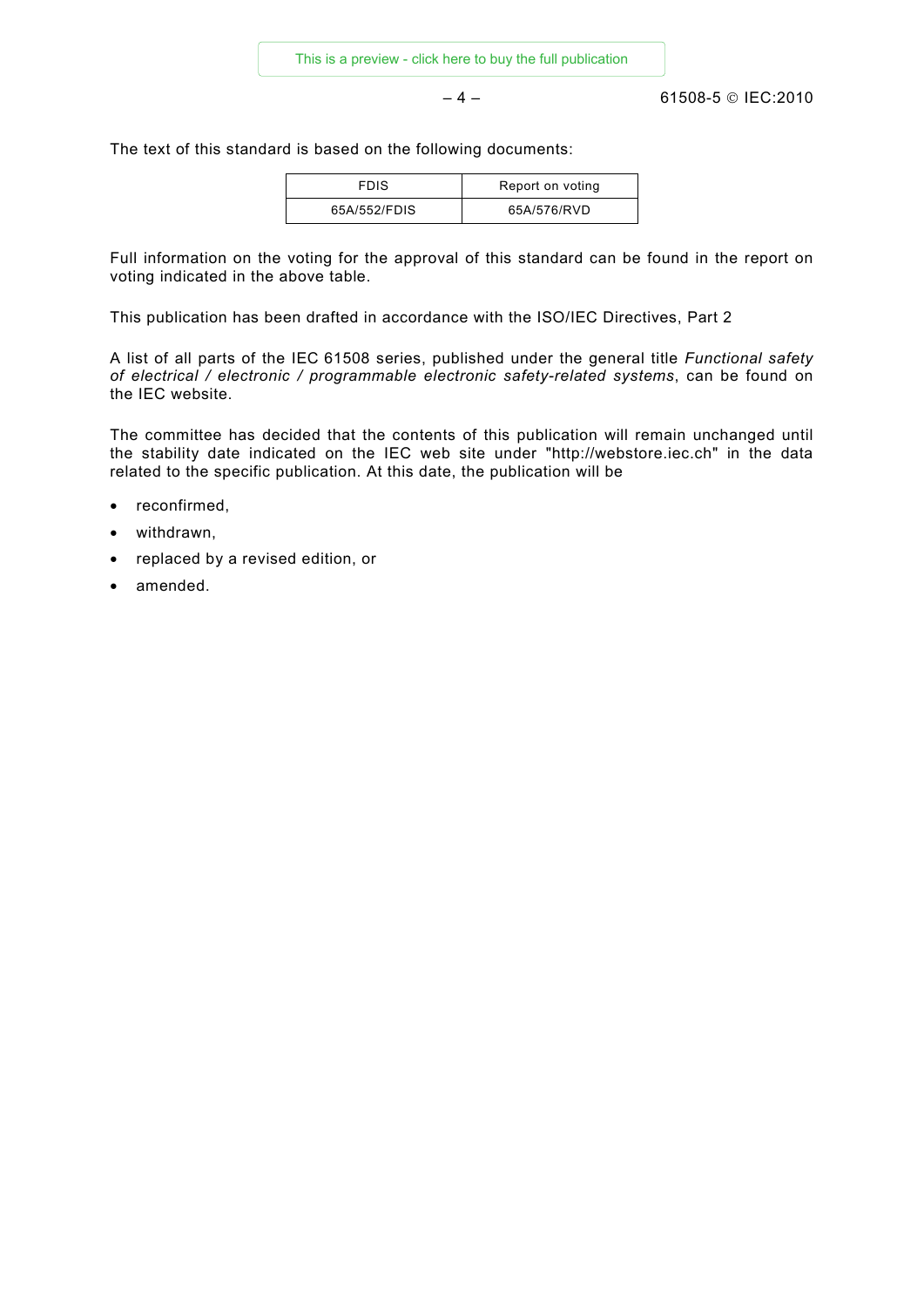The text of this standard is based on the following documents:

| FDIS | Report on voting |
|---|---|
| 65A/552/FDIS | 65A/576/RVD |

Full information on the voting for the approval of this standard can be found in the report on voting indicated in the above table.

This publication has been drafted in accordance with the ISO/IEC Directives, Part 2

A list of all parts of the IEC 61508 series, published under the general title *Functional safety of electrical / electronic / programmable electronic safety-related systems*, can be found on the IEC website.

The committee has decided that the contents of this publication will remain unchanged until the stability date indicated on the IEC web site under "http://webstore.iec.ch" in the data related to the specific publication. At this date, the publication will be

- reconfirmed,
- withdrawn,
- replaced by a revised edition, or
- amended.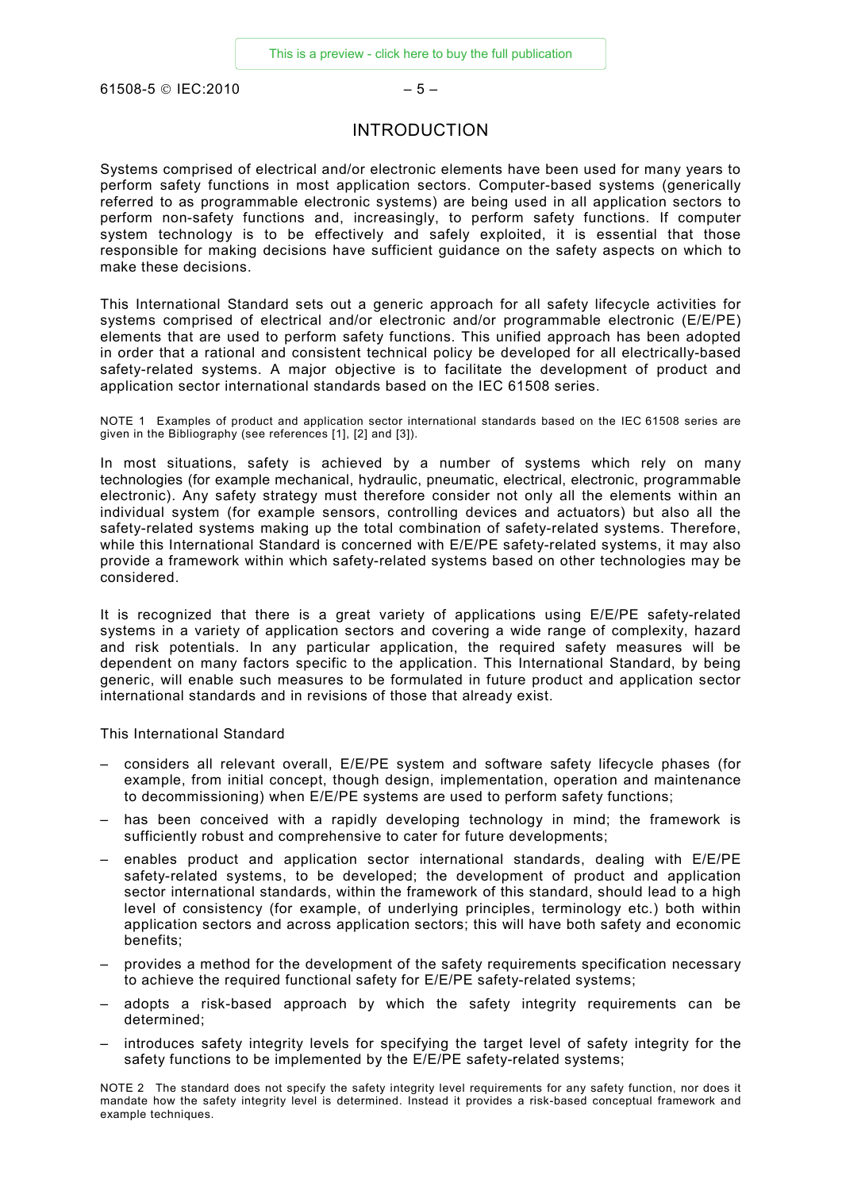# INTRODUCTION

Systems comprised of electrical and/or electronic elements have been used for many years to perform safety functions in most application sectors. Computer-based systems (generically referred to as programmable electronic systems) are being used in all application sectors to perform non-safety functions and, increasingly, to perform safety functions. If computer system technology is to be effectively and safely exploited, it is essential that those responsible for making decisions have sufficient guidance on the safety aspects on which to make these decisions.

This International Standard sets out a generic approach for all safety lifecycle activities for systems comprised of electrical and/or electronic and/or programmable electronic (E/E/PE) elements that are used to perform safety functions. This unified approach has been adopted in order that a rational and consistent technical policy be developed for all electrically-based safety-related systems. A major objective is to facilitate the development of product and application sector international standards based on the IEC 61508 series.

NOTE 1 Examples of product and application sector international standards based on the IEC 61508 series are given in the Bibliography (see references [1], [2] and [3]).

In most situations, safety is achieved by a number of systems which rely on many technologies (for example mechanical, hydraulic, pneumatic, electrical, electronic, programmable electronic). Any safety strategy must therefore consider not only all the elements within an individual system (for example sensors, controlling devices and actuators) but also all the safety-related systems making up the total combination of safety-related systems. Therefore, while this International Standard is concerned with E/E/PE safety-related systems, it may also provide a framework within which safety-related systems based on other technologies may be considered.

It is recognized that there is a great variety of applications using E/E/PE safety-related systems in a variety of application sectors and covering a wide range of complexity, hazard and risk potentials. In any particular application, the required safety measures will be dependent on many factors specific to the application. This International Standard, by being generic, will enable such measures to be formulated in future product and application sector international standards and in revisions of those that already exist.

This International Standard

- considers all relevant overall, E/E/PE system and software safety lifecycle phases (for example, from initial concept, though design, implementation, operation and maintenance to decommissioning) when E/E/PE systems are used to perform safety functions;
- has been conceived with a rapidly developing technology in mind; the framework is sufficiently robust and comprehensive to cater for future developments;
- enables product and application sector international standards, dealing with E/E/PE safety-related systems, to be developed; the development of product and application sector international standards, within the framework of this standard, should lead to a high level of consistency (for example, of underlying principles, terminology etc.) both within application sectors and across application sectors; this will have both safety and economic benefits;
- provides a method for the development of the safety requirements specification necessary to achieve the required functional safety for E/E/PE safety-related systems;
- adopts a risk-based approach by which the safety integrity requirements can be determined;
- introduces safety integrity levels for specifying the target level of safety integrity for the safety functions to be implemented by the E/E/PE safety-related systems;

NOTE 2 The standard does not specify the safety integrity level requirements for any safety function, nor does it mandate how the safety integrity level is determined. Instead it provides a risk-based conceptual framework and example techniques.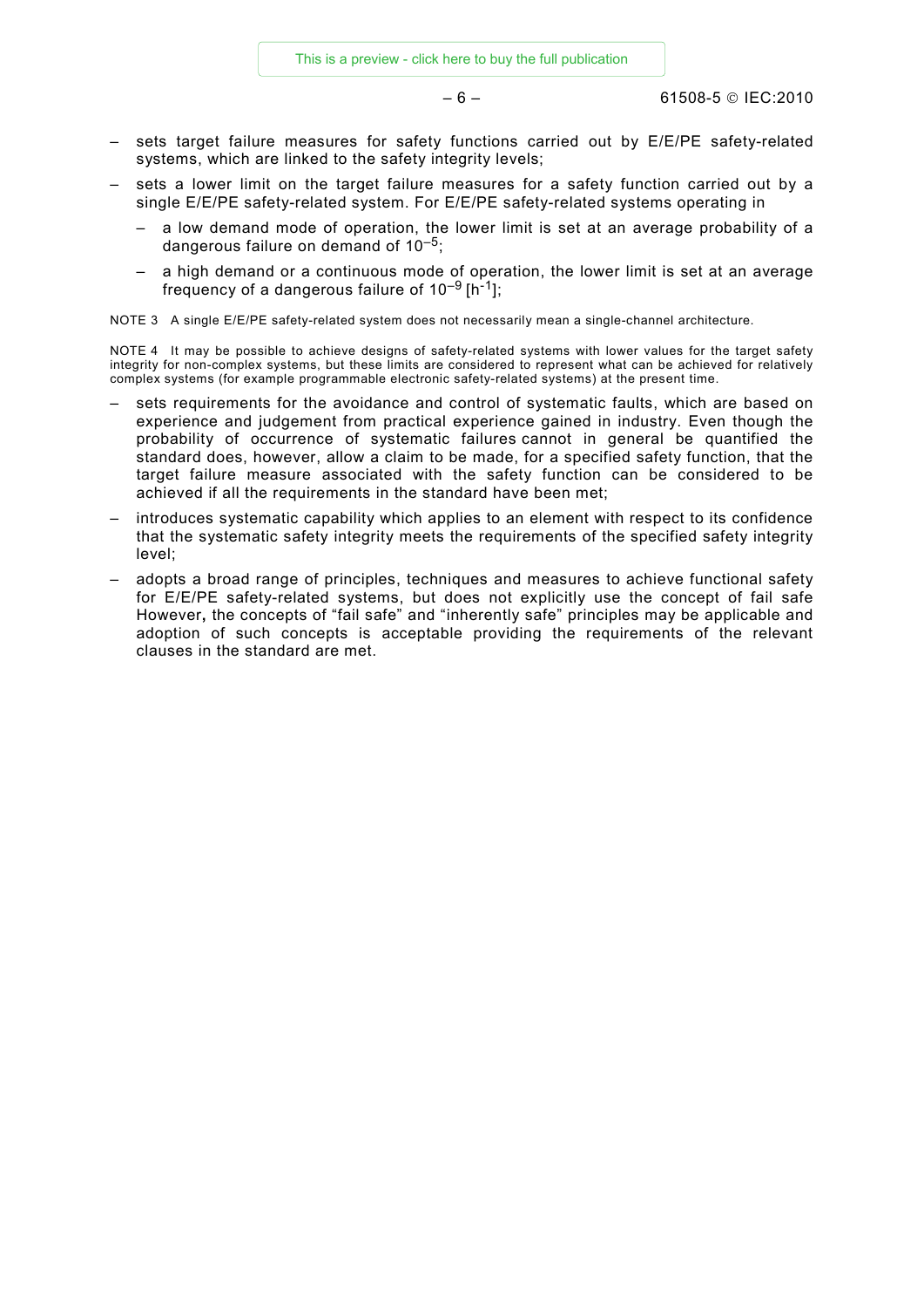- sets target failure measures for safety functions carried out by E/E/PE safety-related systems, which are linked to the safety integrity levels;
- sets a lower limit on the target failure measures for a safety function carried out by a single E/E/PE safety-related system. For E/E/PE safety-related systems operating in
  - a low demand mode of operation, the lower limit is set at an average probability of a dangerous failure on demand of $10^{-5}$;
  - a high demand or a continuous mode of operation, the lower limit is set at an average frequency of a dangerous failure of $10^{-9}$ [$h^{-1}$];

NOTE 3 A single E/E/PE safety-related system does not necessarily mean a single-channel architecture.

NOTE 4 It may be possible to achieve designs of safety-related systems with lower values for the target safety integrity for non-complex systems, but these limits are considered to represent what can be achieved for relatively complex systems (for example programmable electronic safety-related systems) at the present time.

- sets requirements for the avoidance and control of systematic faults, which are based on experience and judgement from practical experience gained in industry. Even though the probability of occurrence of systematic failures cannot in general be quantified the standard does, however, allow a claim to be made, for a specified safety function, that the target failure measure associated with the safety function can be considered to be achieved if all the requirements in the standard have been met;
- introduces systematic capability which applies to an element with respect to its confidence that the systematic safety integrity meets the requirements of the specified safety integrity level;
- adopts a broad range of principles, techniques and measures to achieve functional safety for E/E/PE safety-related systems, but does not explicitly use the concept of fail safe However**,** the concepts of "fail safe" and "inherently safe" principles may be applicable and adoption of such concepts is acceptable providing the requirements of the relevant clauses in the standard are met.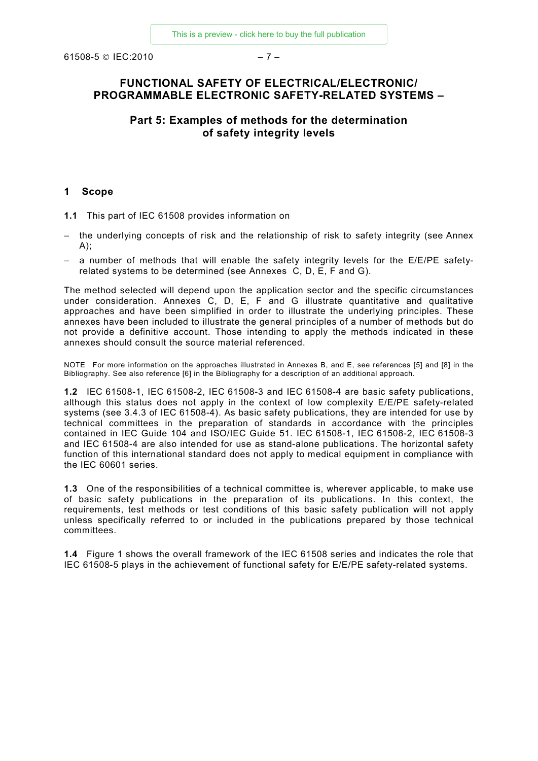# FUNCTIONAL SAFETY OF ELECTRICAL/ELECTRONIC/ PROGRAMMABLE ELECTRONIC SAFETY-RELATED SYSTEMS –

## Part 5: Examples of methods for the determination of safety integrity levels

## 1 Scope

**1.1** This part of IEC 61508 provides information on

- the underlying concepts of risk and the relationship of risk to safety integrity (see Annex A);
- a number of methods that will enable the safety integrity levels for the E/E/PE safety-related systems to be determined (see Annexes C, D, E, F and G).

The method selected will depend upon the application sector and the specific circumstances under consideration. Annexes C, D, E, F and G illustrate quantitative and qualitative approaches and have been simplified in order to illustrate the underlying principles. These annexes have been included to illustrate the general principles of a number of methods but do not provide a definitive account. Those intending to apply the methods indicated in these annexes should consult the source material referenced.

NOTE For more information on the approaches illustrated in Annexes B, and E, see references [5] and [8] in the Bibliography. See also reference [6] in the Bibliography for a description of an additional approach.

**1.2** IEC 61508-1, IEC 61508-2, IEC 61508-3 and IEC 61508-4 are basic safety publications, although this status does not apply in the context of low complexity E/E/PE safety-related systems (see 3.4.3 of IEC 61508-4). As basic safety publications, they are intended for use by technical committees in the preparation of standards in accordance with the principles contained in IEC Guide 104 and ISO/IEC Guide 51. IEC 61508-1, IEC 61508-2, IEC 61508-3 and IEC 61508-4 are also intended for use as stand-alone publications. The horizontal safety function of this international standard does not apply to medical equipment in compliance with the IEC 60601 series.

**1.3** One of the responsibilities of a technical committee is, wherever applicable, to make use of basic safety publications in the preparation of its publications. In this context, the requirements, test methods or test conditions of this basic safety publication will not apply unless specifically referred to or included in the publications prepared by those technical committees.

**1.4** Figure 1 shows the overall framework of the IEC 61508 series and indicates the role that IEC 61508-5 plays in the achievement of functional safety for E/E/PE safety-related systems.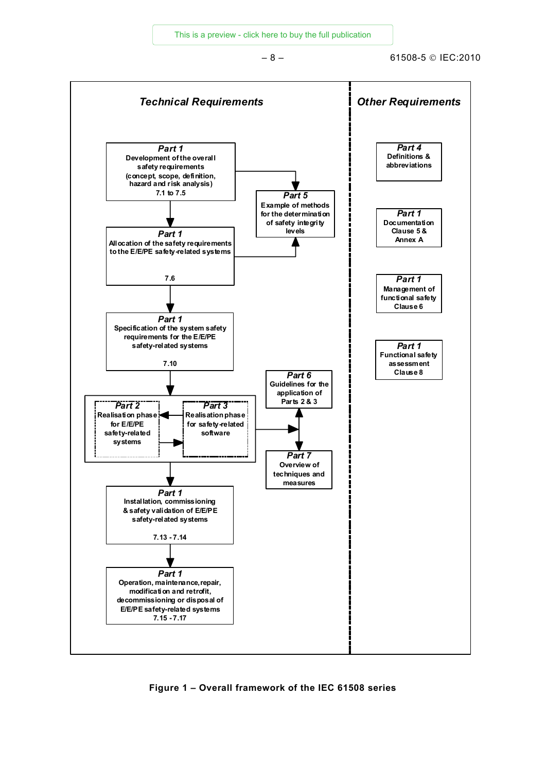**Technical Requirements**

**Part 1**
Development of the overall safety requirements (concept, scope, definition, hazard and risk analysis)
7.1 to 7.5

**Part 5**
Example of methods for the determination of safety integrity levels

**Part 1**
Allocation of the safety requirements to the E/E/PE safety-related systems
7.6

**Part 1**
Specification of the system safety requirements for the E/E/PE safety-related systems
7.10

**Part 6**
Guidelines for the application of Parts 2 & 3

**Part 2**
Realisation phase for E/E/PE safety-related systems

**Part 3**
Realisation phase for safety-related software

**Part 7**
Overview of techniques and measures

**Part 1**
Installation, commissioning & safety validation of E/E/PE safety-related systems
7.13 - 7.14

**Part 1**
Operation, maintenance, repair, modification and retrofit, decommissioning or disposal of E/E/PE safety-related systems
7.15 - 7.17

**Other Requirements**

**Part 4**
Definitions & abbreviations

**Part 1**
Documentation
Clause 5 & Annex A

**Part 1**
Management of functional safety
Clause 6

**Part 1**
Functional safety assessment
Clause 8

**Figure 1 – Overall framework of the IEC 61508 series**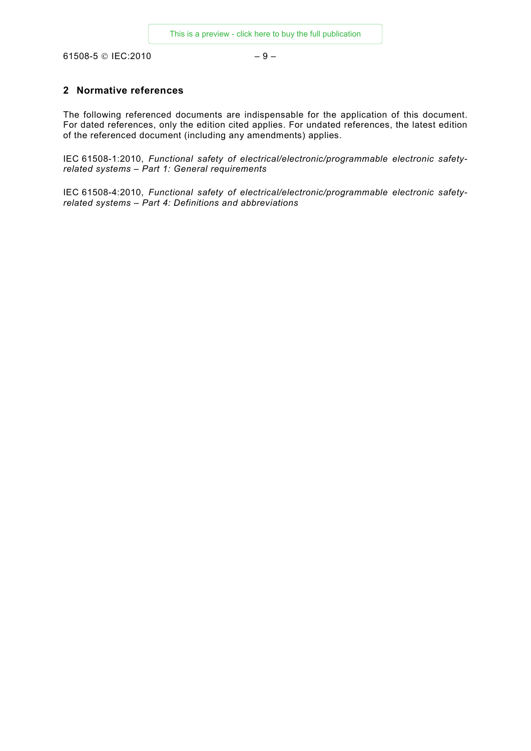## 2 Normative references

The following referenced documents are indispensable for the application of this document. For dated references, only the edition cited applies. For undated references, the latest edition of the referenced document (including any amendments) applies.

IEC 61508-1:2010, *Functional safety of electrical/electronic/programmable electronic safety-related systems – Part 1: General requirements*

IEC 61508-4:2010, *Functional safety of electrical/electronic/programmable electronic safety-related systems – Part 4: Definitions and abbreviations*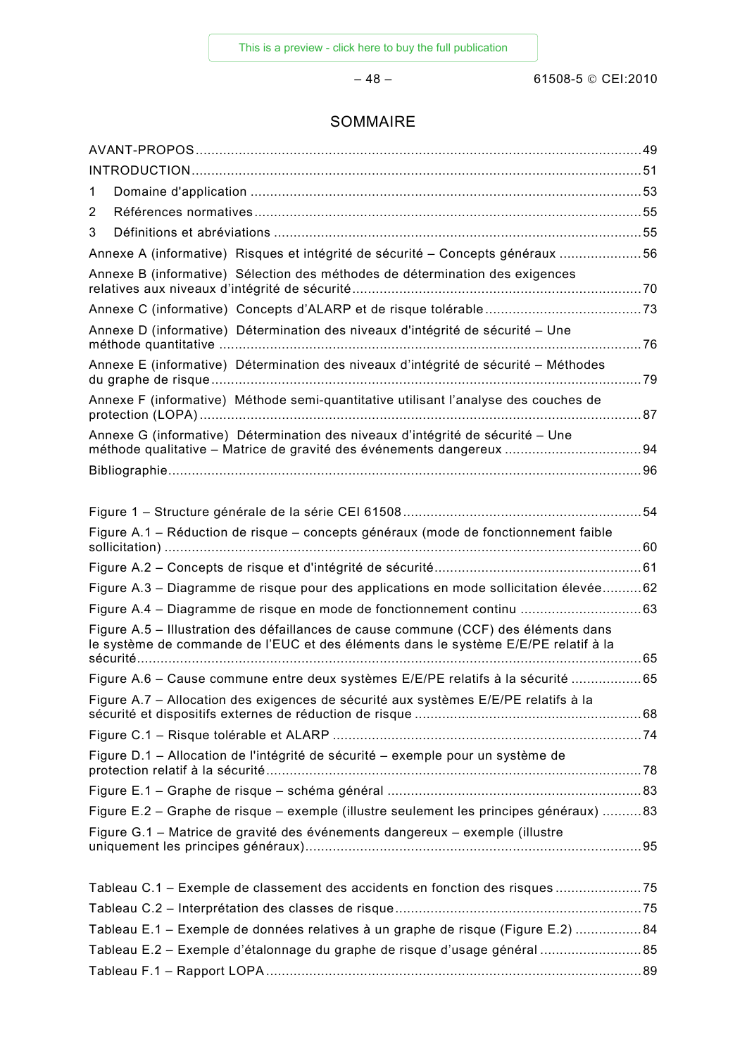# SOMMAIRE

AVANT-PROPOS ........................................................................................................ 49

INTRODUCTION ........................................................................................................ 51

1 Domaine d'application ........................................................................................... 53

2 Références normatives .......................................................................................... 55

3 Définitions et abréviations ..................................................................................... 55

Annexe A (informative) Risques et intégrité de sécurité – Concepts généraux ..................... 56

Annexe B (informative) Sélection des méthodes de détermination des exigences relatives aux niveaux d'intégrité de sécurité ........................................................................ 70

Annexe C (informative) Concepts d'ALARP et de risque tolérable ....................................... 73

Annexe D (informative) Détermination des niveaux d'intégrité de sécurité – Une méthode quantitative ........................................................................................................ 76

Annexe E (informative) Détermination des niveaux d'intégrité de sécurité – Méthodes du graphe de risque ........................................................................................................ 79

Annexe F (informative) Méthode semi-quantitative utilisant l'analyse des couches de protection (LOPA) ........................................................................................................ 87

Annexe G (informative) Détermination des niveaux d'intégrité de sécurité – Une méthode qualitative – Matrice de gravité des événements dangereux ..................................... 94

Bibliographie ........................................................................................................ 96

Figure 1 – Structure générale de la série CEI 61508 ............................................................. 54

Figure A.1 – Réduction de risque – concepts généraux (mode de fonctionnement faible sollicitation) ........................................................................................................ 60

Figure A.2 – Concepts de risque et d'intégrité de sécurité .................................................... 61

Figure A.3 – Diagramme de risque pour des applications en mode sollicitation élevée .......... 62

Figure A.4 – Diagramme de risque en mode de fonctionnement continu ............................... 63

Figure A.5 – Illustration des défaillances de cause commune (CCF) des éléments dans le système de commande de l'EUC et des éléments dans le système E/E/PE relatif à la sécurité ........................................................................................................ 65

Figure A.6 – Cause commune entre deux systèmes E/E/PE relatifs à la sécurité .................. 65

Figure A.7 – Allocation des exigences de sécurité aux systèmes E/E/PE relatifs à la sécurité et dispositifs externes de réduction de risque ......................................................... 68

Figure C.1 – Risque tolérable et ALARP ............................................................................... 74

Figure D.1 – Allocation de l'intégrité de sécurité – exemple pour un système de protection relatif à la sécurité ........................................................................................................ 78

Figure E.1 – Graphe de risque – schéma général ................................................................. 83

Figure E.2 – Graphe de risque – exemple (illustre seulement les principes généraux) .......... 83

Figure G.1 – Matrice de gravité des événements dangereux – exemple (illustre uniquement les principes généraux) ..................................................................................... 95

Tableau C.1 – Exemple de classement des accidents en fonction des risques ...................... 75

Tableau C.2 – Interprétation des classes de risque ............................................................... 75

Tableau E.1 – Exemple de données relatives à un graphe de risque (Figure E.2) ................. 84

Tableau E.2 – Exemple d'étalonnage du graphe de risque d'usage général .......................... 85

Tableau F.1 – Rapport LOPA ................................................................................................ 89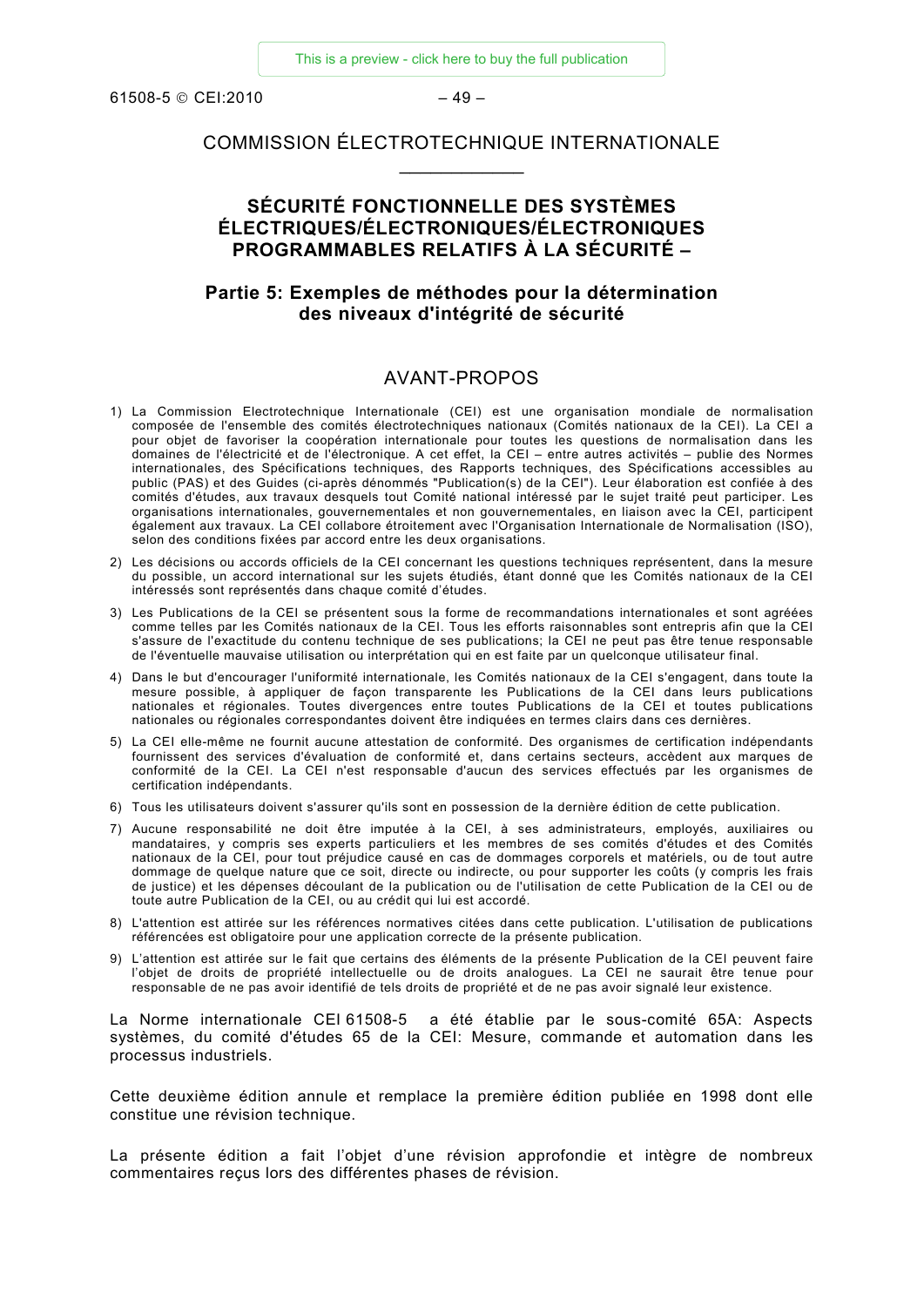COMMISSION ÉLECTROTECHNIQUE INTERNATIONALE

\_\_\_\_\_\_\_\_\_\_\_\_

# SÉCURITÉ FONCTIONNELLE DES SYSTÈMES ÉLECTRIQUES/ÉLECTRONIQUES/ÉLECTRONIQUES PROGRAMMABLES RELATIFS À LA SÉCURITÉ –

## Partie 5: Exemples de méthodes pour la détermination des niveaux d'intégrité de sécurité

## AVANT-PROPOS

1) La Commission Electrotechnique Internationale (CEI) est une organisation mondiale de normalisation composée de l'ensemble des comités électrotechniques nationaux (Comités nationaux de la CEI). La CEI a pour objet de favoriser la coopération internationale pour toutes les questions de normalisation dans les domaines de l'électricité et de l'électronique. A cet effet, la CEI – entre autres activités – publie des Normes internationales, des Spécifications techniques, des Rapports techniques, des Spécifications accessibles au public (PAS) et des Guides (ci-après dénommés "Publication(s) de la CEI"). Leur élaboration est confiée à des comités d'études, aux travaux desquels tout Comité national intéressé par le sujet traité peut participer. Les organisations internationales, gouvernementales et non gouvernementales, en liaison avec la CEI, participent également aux travaux. La CEI collabore étroitement avec l'Organisation Internationale de Normalisation (ISO), selon des conditions fixées par accord entre les deux organisations.
2) Les décisions ou accords officiels de la CEI concernant les questions techniques représentent, dans la mesure du possible, un accord international sur les sujets étudiés, étant donné que les Comités nationaux de la CEI intéressés sont représentés dans chaque comité d'études.
3) Les Publications de la CEI se présentent sous la forme de recommandations internationales et sont agréées comme telles par les Comités nationaux de la CEI. Tous les efforts raisonnables sont entrepris afin que la CEI s'assure de l'exactitude du contenu technique de ses publications; la CEI ne peut pas être tenue responsable de l'éventuelle mauvaise utilisation ou interprétation qui en est faite par un quelconque utilisateur final.
4) Dans le but d'encourager l'uniformité internationale, les Comités nationaux de la CEI s'engagent, dans toute la mesure possible, à appliquer de façon transparente les Publications de la CEI dans leurs publications nationales et régionales. Toutes divergences entre toutes Publications de la CEI et toutes publications nationales ou régionales correspondantes doivent être indiquées en termes clairs dans ces dernières.
5) La CEI elle-même ne fournit aucune attestation de conformité. Des organismes de certification indépendants fournissent des services d'évaluation de conformité et, dans certains secteurs, accèdent aux marques de conformité de la CEI. La CEI n'est responsable d'aucun des services effectués par les organismes de certification indépendants.
6) Tous les utilisateurs doivent s'assurer qu'ils sont en possession de la dernière édition de cette publication.
7) Aucune responsabilité ne doit être imputée à la CEI, à ses administrateurs, employés, auxiliaires ou mandataires, y compris ses experts particuliers et les membres de ses comités d'études et des Comités nationaux de la CEI, pour tout préjudice causé en cas de dommages corporels et matériels, ou de tout autre dommage de quelque nature que ce soit, directe ou indirecte, ou pour supporter les coûts (y compris les frais de justice) et les dépenses découlant de la publication ou de l'utilisation de cette Publication de la CEI ou de toute autre Publication de la CEI, ou au crédit qui lui est accordé.
8) L'attention est attirée sur les références normatives citées dans cette publication. L'utilisation de publications référencées est obligatoire pour une application correcte de la présente publication.
9) L'attention est attirée sur le fait que certains des éléments de la présente Publication de la CEI peuvent faire l'objet de droits de propriété intellectuelle ou de droits analogues. La CEI ne saurait être tenue pour responsable de ne pas avoir identifié de tels droits de propriété et de ne pas avoir signalé leur existence.

La Norme internationale CEI 61508-5 a été établie par le sous-comité 65A: Aspects systèmes, du comité d'études 65 de la CEI: Mesure, commande et automation dans les processus industriels.

Cette deuxième édition annule et remplace la première édition publiée en 1998 dont elle constitue une révision technique.

La présente édition a fait l'objet d'une révision approfondie et intègre de nombreux commentaires reçus lors des différentes phases de révision.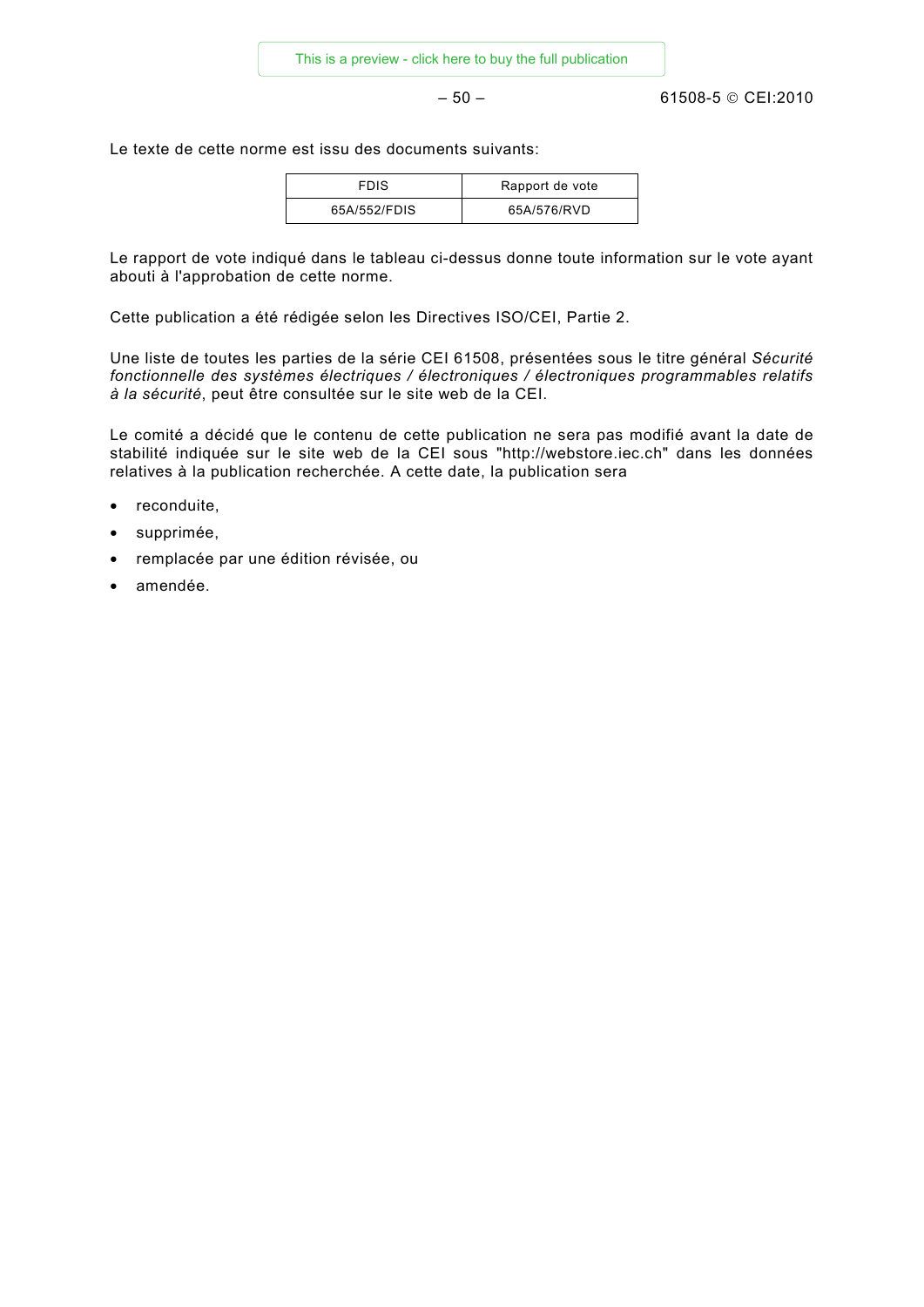Le texte de cette norme est issu des documents suivants:

| FDIS | Rapport de vote |
|---|---|
| 65A/552/FDIS | 65A/576/RVD |

Le rapport de vote indiqué dans le tableau ci-dessus donne toute information sur le vote ayant abouti à l'approbation de cette norme.

Cette publication a été rédigée selon les Directives ISO/CEI, Partie 2.

Une liste de toutes les parties de la série CEI 61508, présentées sous le titre général *Sécurité fonctionnelle des systèmes électriques / électroniques / électroniques programmables relatifs à la sécurité*, peut être consultée sur le site web de la CEI.

Le comité a décidé que le contenu de cette publication ne sera pas modifié avant la date de stabilité indiquée sur le site web de la CEI sous "http://webstore.iec.ch" dans les données relatives à la publication recherchée. A cette date, la publication sera

- reconduite,
- supprimée,
- remplacée par une édition révisée, ou
- amendée.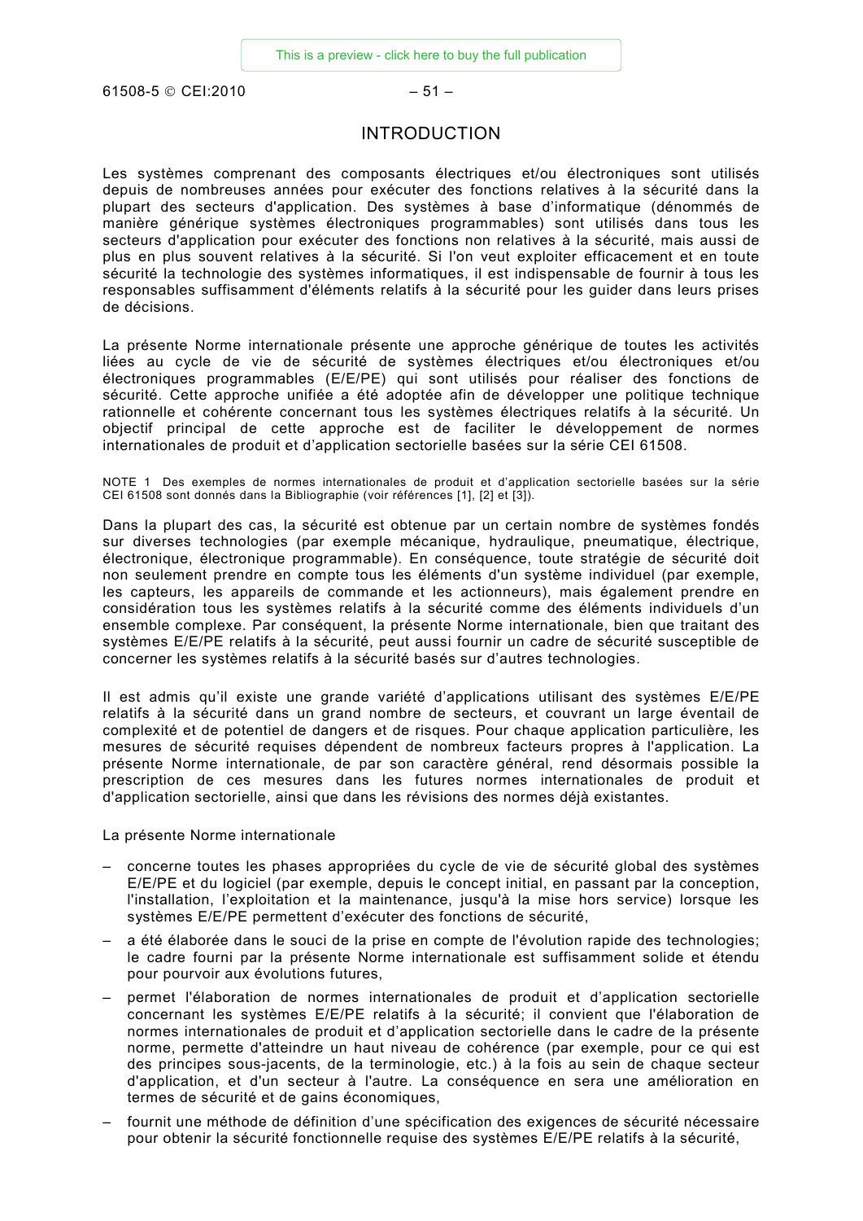# INTRODUCTION

Les systèmes comprenant des composants électriques et/ou électroniques sont utilisés depuis de nombreuses années pour exécuter des fonctions relatives à la sécurité dans la plupart des secteurs d'application. Des systèmes à base d'informatique (dénommés de manière générique systèmes électroniques programmables) sont utilisés dans tous les secteurs d'application pour exécuter des fonctions non relatives à la sécurité, mais aussi de plus en plus souvent relatives à la sécurité. Si l'on veut exploiter efficacement et en toute sécurité la technologie des systèmes informatiques, il est indispensable de fournir à tous les responsables suffisamment d'éléments relatifs à la sécurité pour les guider dans leurs prises de décisions.

La présente Norme internationale présente une approche générique de toutes les activités liées au cycle de vie de sécurité de systèmes électriques et/ou électroniques et/ou électroniques programmables (E/E/PE) qui sont utilisés pour réaliser des fonctions de sécurité. Cette approche unifiée a été adoptée afin de développer une politique technique rationnelle et cohérente concernant tous les systèmes électriques relatifs à la sécurité. Un objectif principal de cette approche est de faciliter le développement de normes internationales de produit et d'application sectorielle basées sur la série CEI 61508.

NOTE 1 Des exemples de normes internationales de produit et d'application sectorielle basées sur la série CEI 61508 sont donnés dans la Bibliographie (voir références [1], [2] et [3]).

Dans la plupart des cas, la sécurité est obtenue par un certain nombre de systèmes fondés sur diverses technologies (par exemple mécanique, hydraulique, pneumatique, électrique, électronique, électronique programmable). En conséquence, toute stratégie de sécurité doit non seulement prendre en compte tous les éléments d'un système individuel (par exemple, les capteurs, les appareils de commande et les actionneurs), mais également prendre en considération tous les systèmes relatifs à la sécurité comme des éléments individuels d'un ensemble complexe. Par conséquent, la présente Norme internationale, bien que traitant des systèmes E/E/PE relatifs à la sécurité, peut aussi fournir un cadre de sécurité susceptible de concerner les systèmes relatifs à la sécurité basés sur d'autres technologies.

Il est admis qu'il existe une grande variété d'applications utilisant des systèmes E/E/PE relatifs à la sécurité dans un grand nombre de secteurs, et couvrant un large éventail de complexité et de potentiel de dangers et de risques. Pour chaque application particulière, les mesures de sécurité requises dépendent de nombreux facteurs propres à l'application. La présente Norme internationale, de par son caractère général, rend désormais possible la prescription de ces mesures dans les futures normes internationales de produit et d'application sectorielle, ainsi que dans les révisions des normes déjà existantes.

La présente Norme internationale

- concerne toutes les phases appropriées du cycle de vie de sécurité global des systèmes E/E/PE et du logiciel (par exemple, depuis le concept initial, en passant par la conception, l'installation, l'exploitation et la maintenance, jusqu'à la mise hors service) lorsque les systèmes E/E/PE permettent d'exécuter des fonctions de sécurité,
- a été élaborée dans le souci de la prise en compte de l'évolution rapide des technologies; le cadre fourni par la présente Norme internationale est suffisamment solide et étendu pour pourvoir aux évolutions futures,
- permet l'élaboration de normes internationales de produit et d'application sectorielle concernant les systèmes E/E/PE relatifs à la sécurité; il convient que l'élaboration de normes internationales de produit et d'application sectorielle dans le cadre de la présente norme, permette d'atteindre un haut niveau de cohérence (par exemple, pour ce qui est des principes sous-jacents, de la terminologie, etc.) à la fois au sein de chaque secteur d'application, et d'un secteur à l'autre. La conséquence en sera une amélioration en termes de sécurité et de gains économiques,
- fournit une méthode de définition d'une spécification des exigences de sécurité nécessaire pour obtenir la sécurité fonctionnelle requise des systèmes E/E/PE relatifs à la sécurité,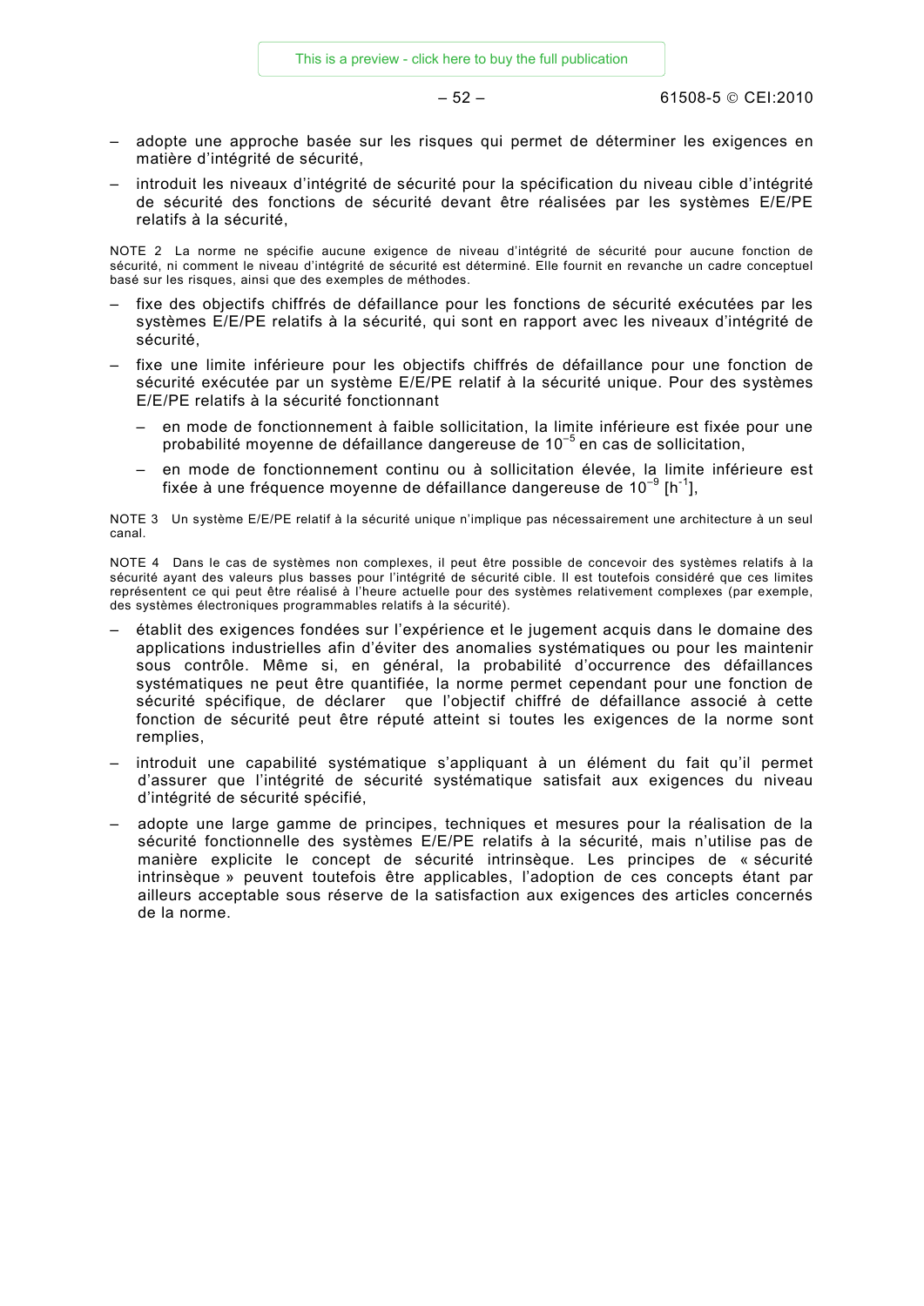- adopte une approche basée sur les risques qui permet de déterminer les exigences en matière d'intégrité de sécurité,
- introduit les niveaux d'intégrité de sécurité pour la spécification du niveau cible d'intégrité de sécurité des fonctions de sécurité devant être réalisées par les systèmes E/E/PE relatifs à la sécurité,

NOTE 2 La norme ne spécifie aucune exigence de niveau d'intégrité de sécurité pour aucune fonction de sécurité, ni comment le niveau d'intégrité de sécurité est déterminé. Elle fournit en revanche un cadre conceptuel basé sur les risques, ainsi que des exemples de méthodes.

- fixe des objectifs chiffrés de défaillance pour les fonctions de sécurité exécutées par les systèmes E/E/PE relatifs à la sécurité, qui sont en rapport avec les niveaux d'intégrité de sécurité,
- fixe une limite inférieure pour les objectifs chiffrés de défaillance pour une fonction de sécurité exécutée par un système E/E/PE relatif à la sécurité unique. Pour des systèmes E/E/PE relatifs à la sécurité fonctionnant
  - en mode de fonctionnement à faible sollicitation, la limite inférieure est fixée pour une probabilité moyenne de défaillance dangereuse de $10^{-5}$ en cas de sollicitation,
  - en mode de fonctionnement continu ou à sollicitation élevée, la limite inférieure est fixée à une fréquence moyenne de défaillance dangereuse de $10^{-9}$ [$h^{-1}$],

NOTE 3 Un système E/E/PE relatif à la sécurité unique n'implique pas nécessairement une architecture à un seul canal.

NOTE 4 Dans le cas de systèmes non complexes, il peut être possible de concevoir des systèmes relatifs à la sécurité ayant des valeurs plus basses pour l'intégrité de sécurité cible. Il est toutefois considéré que ces limites représentent ce qui peut être réalisé à l'heure actuelle pour des systèmes relativement complexes (par exemple, des systèmes électroniques programmables relatifs à la sécurité).

- établit des exigences fondées sur l'expérience et le jugement acquis dans le domaine des applications industrielles afin d'éviter des anomalies systématiques ou pour les maintenir sous contrôle. Même si, en général, la probabilité d'occurrence des défaillances systématiques ne peut être quantifiée, la norme permet cependant pour une fonction de sécurité spécifique, de déclarer que l'objectif chiffré de défaillance associé à cette fonction de sécurité peut être réputé atteint si toutes les exigences de la norme sont remplies,
- introduit une capabilité systématique s'appliquant à un élément du fait qu'il permet d'assurer que l'intégrité de sécurité systématique satisfait aux exigences du niveau d'intégrité de sécurité spécifié,
- adopte une large gamme de principes, techniques et mesures pour la réalisation de la sécurité fonctionnelle des systèmes E/E/PE relatifs à la sécurité, mais n'utilise pas de manière explicite le concept de sécurité intrinsèque. Les principes de « sécurité intrinsèque » peuvent toutefois être applicables, l'adoption de ces concepts étant par ailleurs acceptable sous réserve de la satisfaction aux exigences des articles concernés de la norme.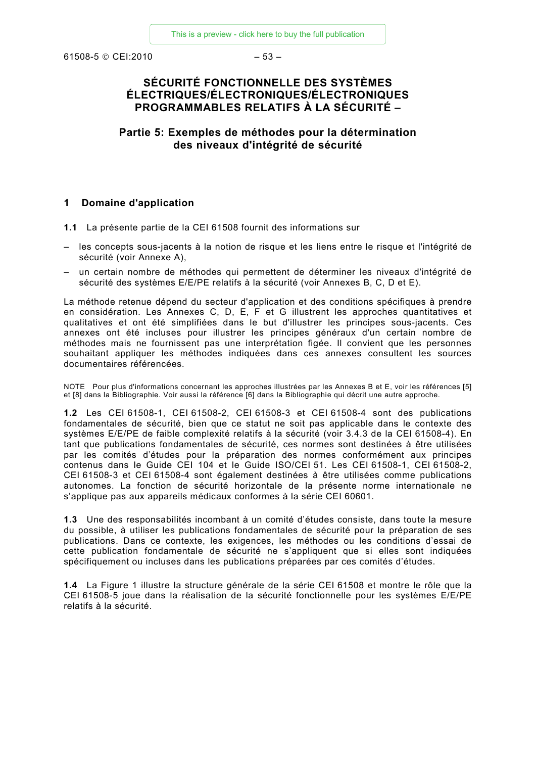# SÉCURITÉ FONCTIONNELLE DES SYSTÈMES ÉLECTRIQUES/ÉLECTRONIQUES/ÉLECTRONIQUES PROGRAMMABLES RELATIFS À LA SÉCURITÉ –

## Partie 5: Exemples de méthodes pour la détermination des niveaux d'intégrité de sécurité

## 1 Domaine d'application

**1.1** La présente partie de la CEI 61508 fournit des informations sur

– les concepts sous-jacents à la notion de risque et les liens entre le risque et l'intégrité de sécurité (voir Annexe A),

– un certain nombre de méthodes qui permettent de déterminer les niveaux d'intégrité de sécurité des systèmes E/E/PE relatifs à la sécurité (voir Annexes B, C, D et E).

La méthode retenue dépend du secteur d'application et des conditions spécifiques à prendre en considération. Les Annexes C, D, E, F et G illustrent les approches quantitatives et qualitatives et ont été simplifiées dans le but d'illustrer les principes sous-jacents. Ces annexes ont été incluses pour illustrer les principes généraux d'un certain nombre de méthodes mais ne fournissent pas une interprétation figée. Il convient que les personnes souhaitant appliquer les méthodes indiquées dans ces annexes consultent les sources documentaires référencées.

NOTE Pour plus d'informations concernant les approches illustrées par les Annexes B et E, voir les références [5] et [8] dans la Bibliographie. Voir aussi la référence [6] dans la Bibliographie qui décrit une autre approche.

**1.2** Les CEI 61508-1, CEI 61508-2, CEI 61508-3 et CEI 61508-4 sont des publications fondamentales de sécurité, bien que ce statut ne soit pas applicable dans le contexte des systèmes E/E/PE de faible complexité relatifs à la sécurité (voir 3.4.3 de la CEI 61508-4). En tant que publications fondamentales de sécurité, ces normes sont destinées à être utilisées par les comités d'études pour la préparation des normes conformément aux principes contenus dans le Guide CEI 104 et le Guide ISO/CEI 51. Les CEI 61508-1, CEI 61508-2, CEI 61508-3 et CEI 61508-4 sont également destinées à être utilisées comme publications autonomes. La fonction de sécurité horizontale de la présente norme internationale ne s'applique pas aux appareils médicaux conformes à la série CEI 60601.

**1.3** Une des responsabilités incombant à un comité d'études consiste, dans toute la mesure du possible, à utiliser les publications fondamentales de sécurité pour la préparation de ses publications. Dans ce contexte, les exigences, les méthodes ou les conditions d'essai de cette publication fondamentale de sécurité ne s'appliquent que si elles sont indiquées spécifiquement ou incluses dans les publications préparées par ces comités d'études.

**1.4** La Figure 1 illustre la structure générale de la série CEI 61508 et montre le rôle que la CEI 61508-5 joue dans la réalisation de la sécurité fonctionnelle pour les systèmes E/E/PE relatifs à la sécurité.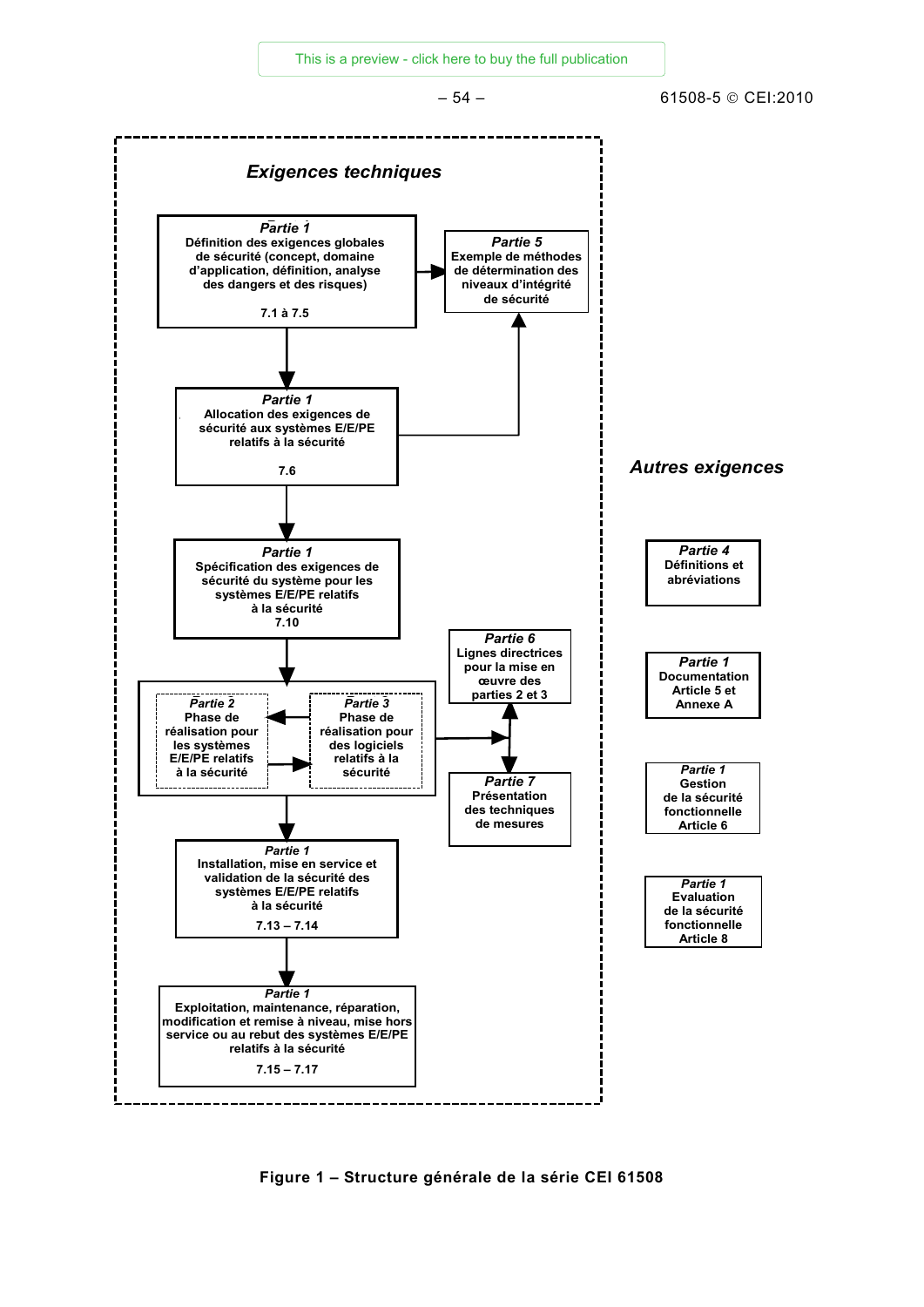**Exigences techniques**

**Partie 1**
Définition des exigences globales de sécurité (concept, domaine d'application, définition, analyse des dangers et des risques)
7.1 à 7.5

**Partie 5**
Exemple de méthodes de détermination des niveaux d'intégrité de sécurité

**Partie 1**
Allocation des exigences de sécurité aux systèmes E/E/PE relatifs à la sécurité
7.6

**Partie 1**
Spécification des exigences de sécurité du système pour les systèmes E/E/PE relatifs à la sécurité
7.10

**Partie 6**
Lignes directrices pour la mise en œuvre des parties 2 et 3

**Partie 2**
Phase de réalisation pour les systèmes E/E/PE relatifs à la sécurité

**Partie 3**
Phase de réalisation pour des logiciels relatifs à la sécurité

**Partie 7**
Présentation des techniques de mesures

**Partie 1**
Installation, mise en service et validation de la sécurité des systèmes E/E/PE relatifs à la sécurité
7.13 – 7.14

**Partie 1**
Exploitation, maintenance, réparation, modification et remise à niveau, mise hors service ou au rebut des systèmes E/E/PE relatifs à la sécurité
7.15 – 7.17

**Autres exigences**

**Partie 4**
Définitions et abréviations

**Partie 1**
Documentation
Article 5 et Annexe A

**Partie 1**
Gestion de la sécurité fonctionnelle
Article 6

**Partie 1**
Evaluation de la sécurité fonctionnelle
Article 8

**Figure 1 – Structure générale de la série CEI 61508**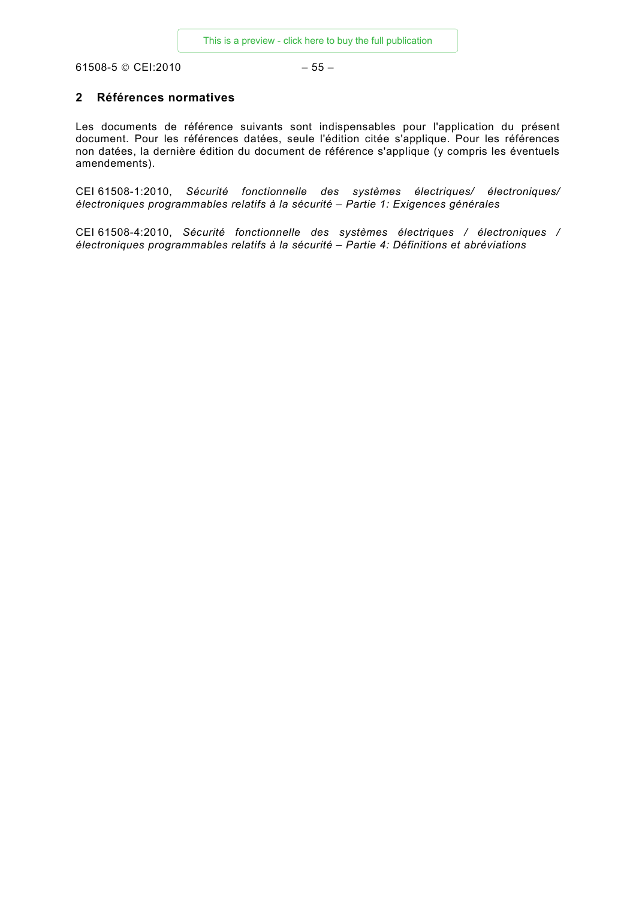## 2 Références normatives

Les documents de référence suivants sont indispensables pour l'application du présent document. Pour les références datées, seule l'édition citée s'applique. Pour les références non datées, la dernière édition du document de référence s'applique (y compris les éventuels amendements).

CEI 61508-1:2010, *Sécurité fonctionnelle des systèmes électriques/ électroniques/ électroniques programmables relatifs à la sécurité – Partie 1: Exigences générales*

CEI 61508-4:2010, *Sécurité fonctionnelle des systèmes électriques / électroniques / électroniques programmables relatifs à la sécurité – Partie 4: Définitions et abréviations*